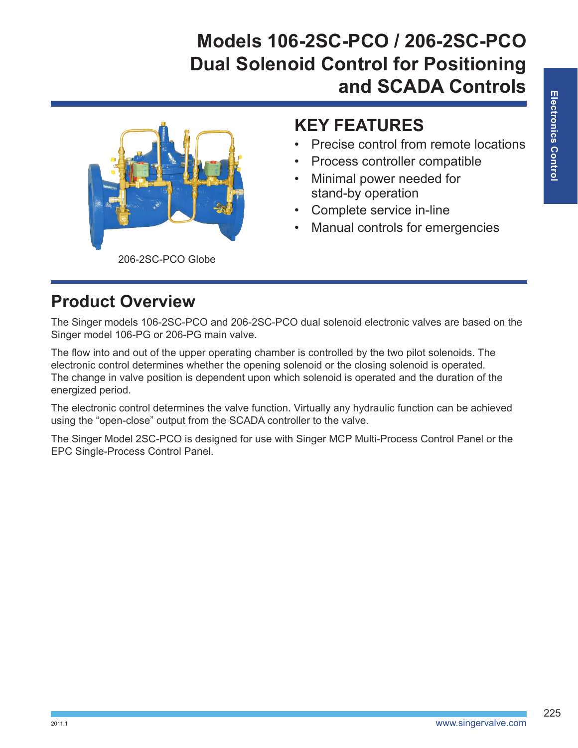# Models 106-2SC-PCO / 206-2SC-PCO Dual Solenoid Control for Positioning and SCADA Controls

206-2SC-PCO Globe

## KEY FEATURES

- Precise control from remote locations
- Process controller compatible
- Minimal power needed for stand-by operation
- Complete service in-line
- Manual controls for emergencies

## Product Overview

The Singer models 106-2SC-PCO and 206-2SC-PCO dual solenoid electronic valves are based on the Singer model 106-PG or 206-PG main valve.

The flow into and out of the upper operating chamber is controlled by the two pilot solenoids. The electronic control determines whether the opening solenoid or the closing solenoid is operated. The change in valve position is dependent upon which solenoid is operated and the duration of the energized period.

The electronic control determines the valve function. Virtually any hydraulic function can be achieved using the "open-close" output from the SCADA controller to the valve.

The Singer Model 2SC-PCO is designed for use with Singer MCP Multi-Process Control Panel or the EPC Single-Process Control Panel.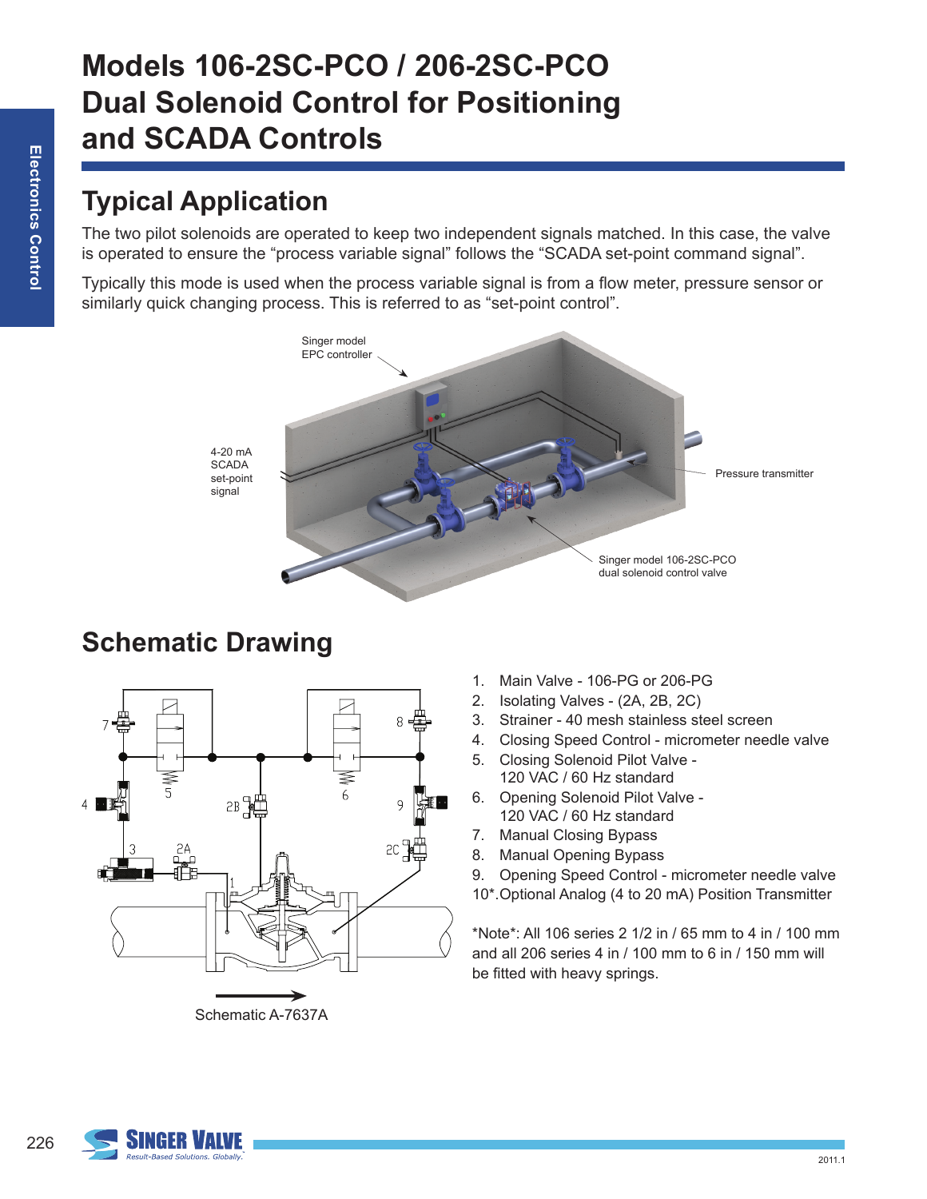# Models 106-2SC-PCO / 206-2SC-PCO Dual Solenoid Control for Positioning and SCADA Controls

## Typical Application

The two pilot solenoids are operated to keep two independent signals matched. In this case, the valve is operated to ensure the "process variable signal" follows the "SCADA set-point command signal".

Typically this mode is used when the process variable signal is from a flow meter, pressure sensor or similarly quick changing process. This is referred to as "set-point control".

Singer model EPC controller

4-20 mA SCADA set-point signal

Pressure transmitter

Singer model 106-2SC-PCO dual solenoid control valve

## Schematic Drawing

Schematic A-7637A

1. Main Valve - 106-PG or 206-PG
2. Isolating Valves - (2A, 2B, 2C)
3. Strainer - 40 mesh stainless steel screen
4. Closing Speed Control - micrometer needle valve
5. Closing Solenoid Pilot Valve - 120 VAC / 60 Hz standard
6. Opening Solenoid Pilot Valve - 120 VAC / 60 Hz standard
7. Manual Closing Bypass
8. Manual Opening Bypass
9. Opening Speed Control - micrometer needle valve
10*. Optional Analog (4 to 20 mA) Position Transmitter

*Note*: All 106 series 2 1/2 in / 65 mm to 4 in / 100 mm and all 206 series 4 in / 100 mm to 6 in / 150 mm will be fitted with heavy springs.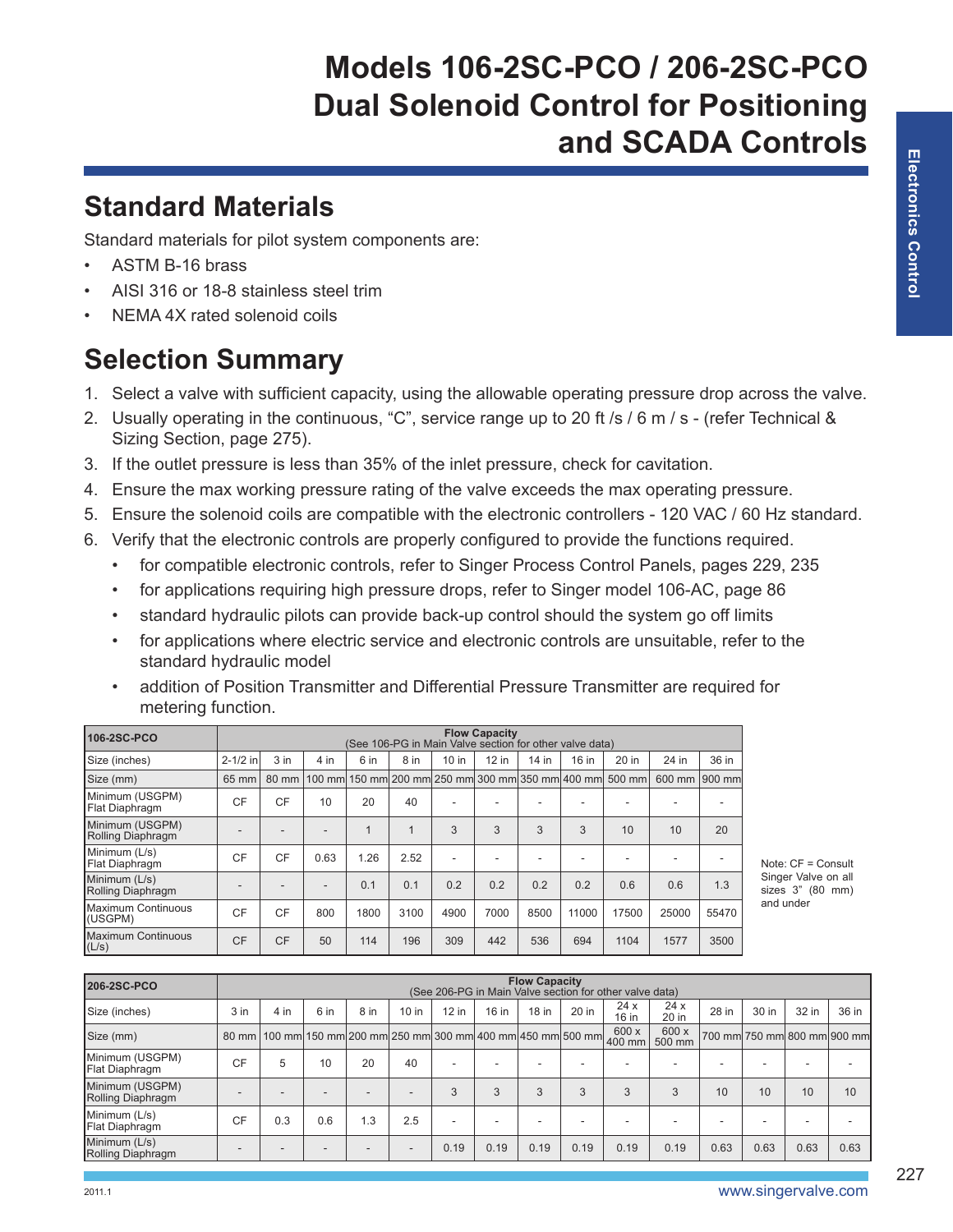# Models 106-2SC-PCO / 206-2SC-PCO Dual Solenoid Control for Positioning and SCADA Controls

## Standard Materials

Standard materials for pilot system components are:

- ASTM B-16 brass
- AISI 316 or 18-8 stainless steel trim
- NEMA 4X rated solenoid coils

## Selection Summary

1. Select a valve with sufficient capacity, using the allowable operating pressure drop across the valve.
2. Usually operating in the continuous, "C", service range up to 20 ft /s / 6 m / s - (refer Technical & Sizing Section, page 275).
3. If the outlet pressure is less than 35% of the inlet pressure, check for cavitation.
4. Ensure the max working pressure rating of the valve exceeds the max operating pressure.
5. Ensure the solenoid coils are compatible with the electronic controllers - 120 VAC / 60 Hz standard.
6. Verify that the electronic controls are properly configured to provide the functions required.
   - for compatible electronic controls, refer to Singer Process Control Panels, pages 229, 235
   - for applications requiring high pressure drops, refer to Singer model 106-AC, page 86
   - standard hydraulic pilots can provide back-up control should the system go off limits
   - for applications where electric service and electronic controls are unsuitable, refer to the standard hydraulic model
   - addition of Position Transmitter and Differential Pressure Transmitter are required for metering function.

| 106-2SC-PCO | Flow Capacity (See 106-PG in Main Valve section for other valve data) | | | | | | | | | | | |
|---|---|---|---|---|---|---|---|---|---|---|---|---|
| Size (inches) | 2-1/2 in | 3 in | 4 in | 6 in | 8 in | 10 in | 12 in | 14 in | 16 in | 20 in | 24 in | 36 in |
| Size (mm) | 65 mm | 80 mm | 100 mm | 150 mm | 200 mm | 250 mm | 300 mm | 350 mm | 400 mm | 500 mm | 600 mm | 900 mm |
| Minimum (USGPM) Flat Diaphragm | CF | CF | 10 | 20 | 40 | - | - | - | - | - | - | - |
| Minimum (USGPM) Rolling Diaphragm | - | - | - | 1 | 1 | 3 | 3 | 3 | 3 | 10 | 10 | 20 |
| Minimum (L/s) Flat Diaphragm | CF | CF | 0.63 | 1.26 | 2.52 | - | - | - | - | - | - | - |
| Minimum (L/s) Rolling Diaphragm | - | - | - | 0.1 | 0.1 | 0.2 | 0.2 | 0.2 | 0.2 | 0.6 | 0.6 | 1.3 |
| Maximum Continuous (USGPM) | CF | CF | 800 | 1800 | 3100 | 4900 | 7000 | 8500 | 11000 | 17500 | 25000 | 55470 |
| Maximum Continuous (L/s) | CF | CF | 50 | 114 | 196 | 309 | 442 | 536 | 694 | 1104 | 1577 | 3500 |

Note: CF = Consult Singer Valve on all sizes 3" (80 mm) and under

| 206-2SC-PCO | Flow Capacity (See 206-PG in Main Valve section for other valve data) | | | | | | | | | | | | | | |
|---|---|---|---|---|---|---|---|---|---|---|---|---|---|---|---|
| Size (inches) | 3 in | 4 in | 6 in | 8 in | 10 in | 12 in | 16 in | 18 in | 20 in | 24 x 16 in | 24 x 20 in | 28 in | 30 in | 32 in | 36 in |
| Size (mm) | 80 mm | 100 mm | 150 mm | 200 mm | 250 mm | 300 mm | 400 mm | 450 mm | 500 mm | 600 x 400 mm | 600 x 500 mm | 700 mm | 750 mm | 800 mm | 900 mm |
| Minimum (USGPM) Flat Diaphragm | CF | 5 | 10 | 20 | 40 | - | - | - | - | - | - | - | - | - | - |
| Minimum (USGPM) Rolling Diaphragm | - | - | - | - | - | 3 | 3 | 3 | 3 | 3 | 3 | 10 | 10 | 10 | 10 |
| Minimum (L/s) Flat Diaphragm | CF | 0.3 | 0.6 | 1.3 | 2.5 | - | - | - | - | - | - | - | - | - | - |
| Minimum (L/s) Rolling Diaphragm | - | - | - | - | - | 0.19 | 0.19 | 0.19 | 0.19 | 0.19 | 0.19 | 0.63 | 0.63 | 0.63 | 0.63 |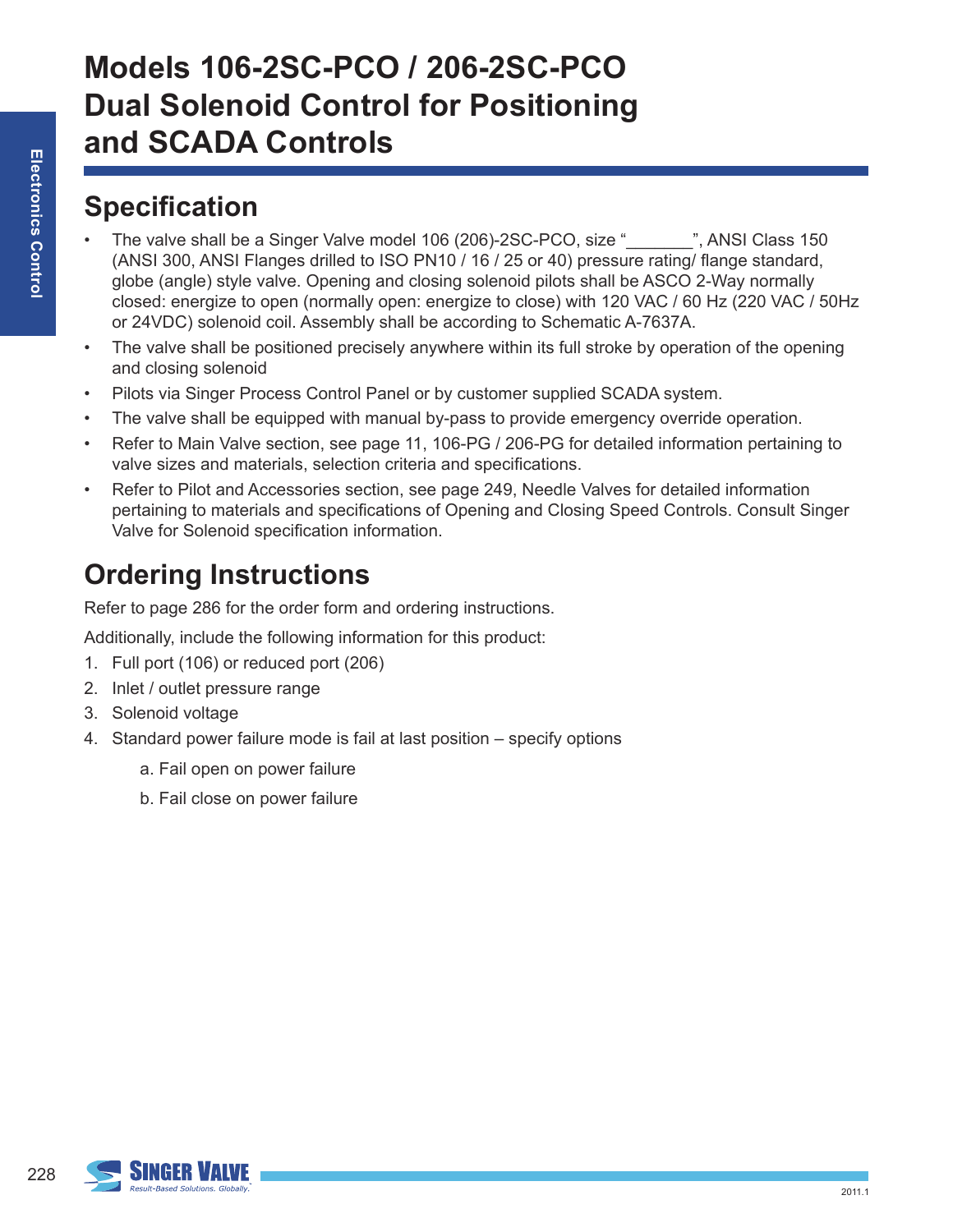# Models 106-2SC-PCO / 206-2SC-PCO Dual Solenoid Control for Positioning and SCADA Controls

## Specification

- The valve shall be a Singer Valve model 106 (206)-2SC-PCO, size "_______", ANSI Class 150 (ANSI 300, ANSI Flanges drilled to ISO PN10 / 16 / 25 or 40) pressure rating/ flange standard, globe (angle) style valve. Opening and closing solenoid pilots shall be ASCO 2-Way normally closed: energize to open (normally open: energize to close) with 120 VAC / 60 Hz (220 VAC / 50Hz or 24VDC) solenoid coil. Assembly shall be according to Schematic A-7637A.
- The valve shall be positioned precisely anywhere within its full stroke by operation of the opening and closing solenoid
- Pilots via Singer Process Control Panel or by customer supplied SCADA system.
- The valve shall be equipped with manual by-pass to provide emergency override operation.
- Refer to Main Valve section, see page 11, 106-PG / 206-PG for detailed information pertaining to valve sizes and materials, selection criteria and specifications.
- Refer to Pilot and Accessories section, see page 249, Needle Valves for detailed information pertaining to materials and specifications of Opening and Closing Speed Controls. Consult Singer Valve for Solenoid specification information.

## Ordering Instructions

Refer to page 286 for the order form and ordering instructions.

Additionally, include the following information for this product:

1. Full port (106) or reduced port (206)
2. Inlet / outlet pressure range
3. Solenoid voltage
4. Standard power failure mode is fail at last position – specify options
   a. Fail open on power failure
   b. Fail close on power failure